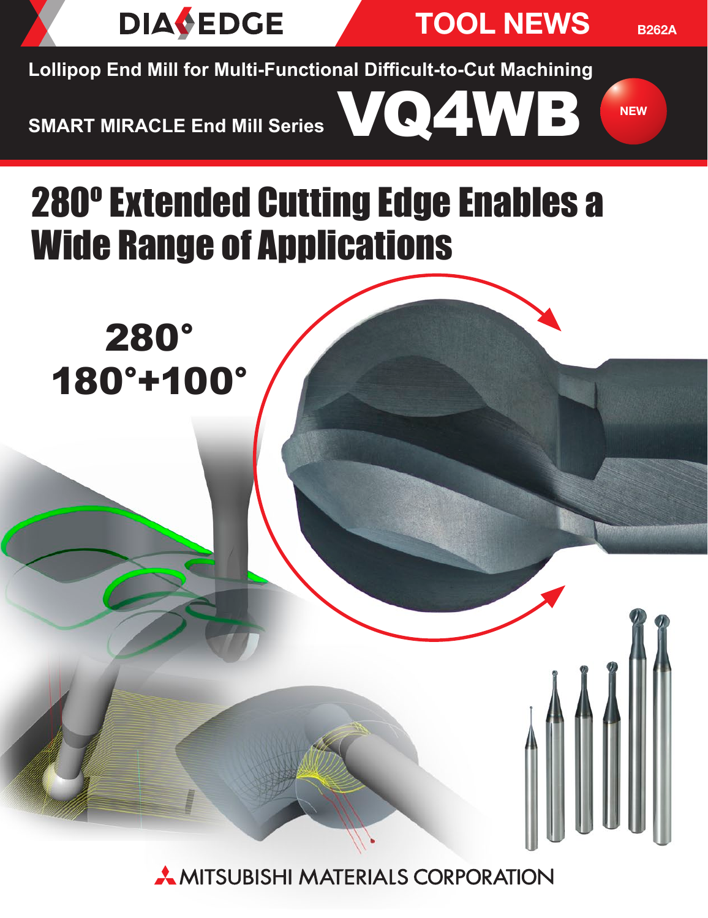DIAEDGE

TOOL NEWS

B262A

Lollipop End Mill for Multi-Functional Difficult-to-Cut Machining

SMART MIRACLE End Mill Series

# VQ4WB

NEW

# 280° Extended Cutting Edge Enables a Wide Range of Applications

280°
180°+100°

MITSUBISHI MATERIALS CORPORATION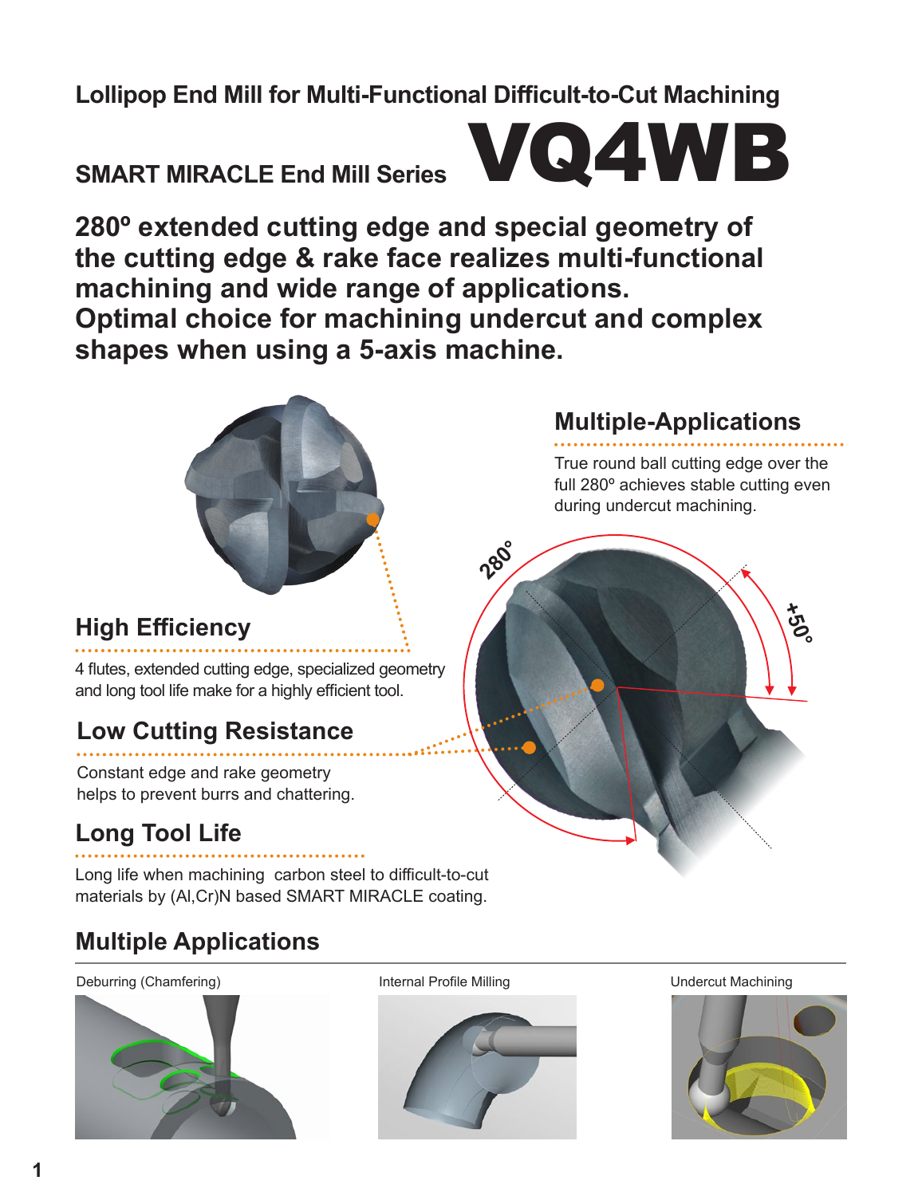**Lollipop End Mill for Multi-Functional Difficult-to-Cut Machining**

**SMART MIRACLE End Mill Series**

# VQ4WB

## 280º extended cutting edge and special geometry of the cutting edge & rake face realizes multi-functional machining and wide range of applications. Optimal choice for machining undercut and complex shapes when using a 5-axis machine.

### Multiple-Applications

True round ball cutting edge over the full 280º achieves stable cutting even during undercut machining.

280°

+50°

### High Efficiency

4 flutes, extended cutting edge, specialized geometry and long tool life make for a highly efficient tool.

### Low Cutting Resistance

Constant edge and rake geometry helps to prevent burrs and chattering.

### Long Tool Life

Long life when machining carbon steel to difficult-to-cut materials by (Al,Cr)N based SMART MIRACLE coating.

## Multiple Applications

Deburring (Chamfering)

Internal Profile Milling

Undercut Machining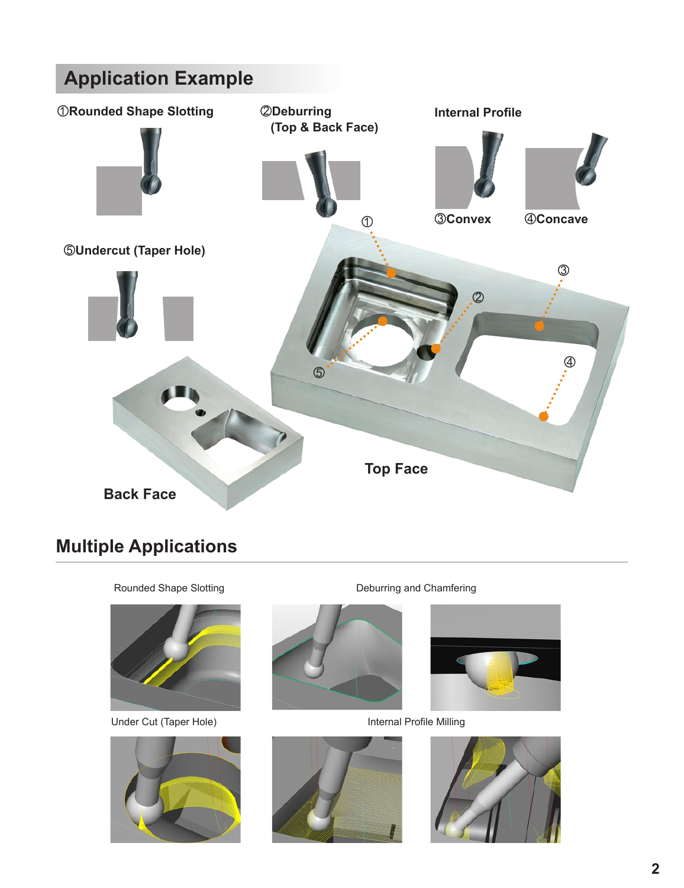## Application Example

①Rounded Shape Slotting

②Deburring (Top & Back Face)

Internal Profile

③Convex

④Concave

⑤Undercut (Taper Hole)

Back Face

Top Face

## Multiple Applications

Rounded Shape Slotting

Deburring and Chamfering

Under Cut (Taper Hole)

Internal Profile Milling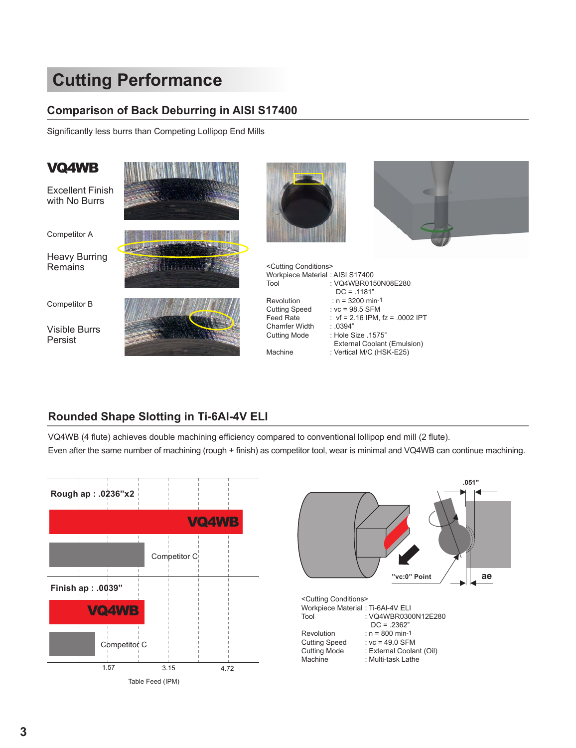# Cutting Performance

## Comparison of Back Deburring in AISI S17400

Significantly less burrs than Competing Lollipop End Mills

**VQ4WB**

Excellent Finish with No Burrs

Competitor A

Heavy Burring Remains

Competitor B

Visible Burrs Persist

<Cutting Conditions>

| | |
|---|---|
| Workpiece Material | : AISI S17400 |
| Tool | : VQ4WBR0150N08E280 DC = .1181" |
| Revolution | : n = 3200 min$^{-1}$ |
| Cutting Speed | : vc = 98.5 SFM |
| Feed Rate | : vf = 2.16 IPM, fz = .0002 IPT |
| Chamfer Width | : .0394" |
| Cutting Mode | : Hole Size .1575" External Coolant (Emulsion) |
| Machine | : Vertical M/C (HSK-E25) |

## Rounded Shape Slotting in Ti-6Al-4V ELI

VQ4WB (4 flute) achieves double machining efficiency compared to conventional lollipop end mill (2 flute).
Even after the same number of machining (rough + finish) as competitor tool, wear is minimal and VQ4WB can continue machining.

**Rough ap : .0236"x2**

VQ4WB

Competitor C

**Finish ap : .0039"**

VQ4WB

Competitor C

1.57 | 3.15 | 4.72

Table Feed (IPM)

.051"

"vc:0" Point

ae

<Cutting Conditions>

| | |
|---|---|
| Workpiece Material | : Ti-6Al-4V ELI |
| Tool | : VQ4WBR0300N12E280 DC = .2362" |
| Revolution | : n = 800 min$^{-1}$ |
| Cutting Speed | : vc = 49.0 SFM |
| Cutting Mode | : External Coolant (Oil) |
| Machine | : Multi-task Lathe |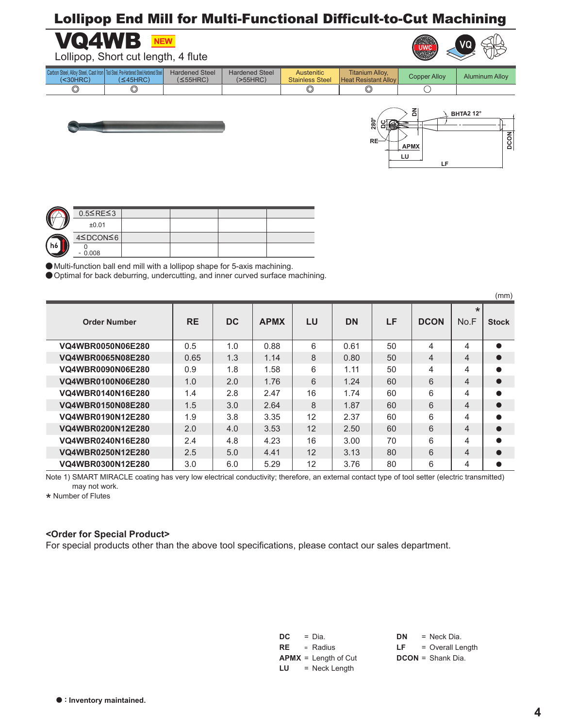# Lollipop End Mill for Multi-Functional Difficult-to-Cut Machining

## VQ4WB NEW

Lollipop, Short cut length, 4 flute

| Carbon Steel, Alloy Steel, Cast Iron (<30HRC) | Tool Steel, Pre-Hardened Steel, Hardened Steel (≤45HRC) | Hardened Steel (≤55HRC) | Hardened Steel (>55HRC) | Austenitic Stainless Steel | Titanium Alloy, Heat Resistant Alloy | Copper Alloy | Aluminum Alloy |
|---|---|---|---|---|---|---|---|
| ◎ | ◎ | | | ◎ | ◎ | ○ | |

| | | | | |
|---|---|---|---|---|
| 0.5≦RE≦3 | | | | |
| ±0.01 | | | | |
| 4≦DCON≦6 | | | | |
| 0 - 0.008 | | | | |

- Multi-function ball end mill with a lollipop shape for 5-axis machining.
- Optimal for back deburring, undercutting, and inner curved surface machining.

(mm)

| Order Number | RE | DC | APMX | LU | DN | LF | DCON | No.F* | Stock |
|---|---|---|---|---|---|---|---|---|---|
| VQ4WBR0050N06E280 | 0.5 | 1.0 | 0.88 | 6 | 0.61 | 50 | 4 | 4 | ● |
| VQ4WBR0065N08E280 | 0.65 | 1.3 | 1.14 | 8 | 0.80 | 50 | 4 | 4 | ● |
| VQ4WBR0090N06E280 | 0.9 | 1.8 | 1.58 | 6 | 1.11 | 50 | 4 | 4 | ● |
| VQ4WBR0100N06E280 | 1.0 | 2.0 | 1.76 | 6 | 1.24 | 60 | 6 | 4 | ● |
| VQ4WBR0140N16E280 | 1.4 | 2.8 | 2.47 | 16 | 1.74 | 60 | 6 | 4 | ● |
| VQ4WBR0150N08E280 | 1.5 | 3.0 | 2.64 | 8 | 1.87 | 60 | 6 | 4 | ● |
| VQ4WBR0190N12E280 | 1.9 | 3.8 | 3.35 | 12 | 2.37 | 60 | 6 | 4 | ● |
| VQ4WBR0200N12E280 | 2.0 | 4.0 | 3.53 | 12 | 2.50 | 60 | 6 | 4 | ● |
| VQ4WBR0240N16E280 | 2.4 | 4.8 | 4.23 | 16 | 3.00 | 70 | 6 | 4 | ● |
| VQ4WBR0250N12E280 | 2.5 | 5.0 | 4.41 | 12 | 3.13 | 80 | 6 | 4 | ● |
| VQ4WBR0300N12E280 | 3.0 | 6.0 | 5.29 | 12 | 3.76 | 80 | 6 | 4 | ● |

Note 1) SMART MIRACLE coating has very low electrical conductivity; therefore, an external contact type of tool setter (electric transmitted) may not work.

* Number of Flutes

**<Order for Special Product>**

For special products other than the above tool specifications, please contact our sales department.

**DC** = Dia.
**RE** = Radius
**APMX** = Length of Cut
**LU** = Neck Length
**DN** = Neck Dia.
**LF** = Overall Length
**DCON** = Shank Dia.

● : **Inventory maintained.**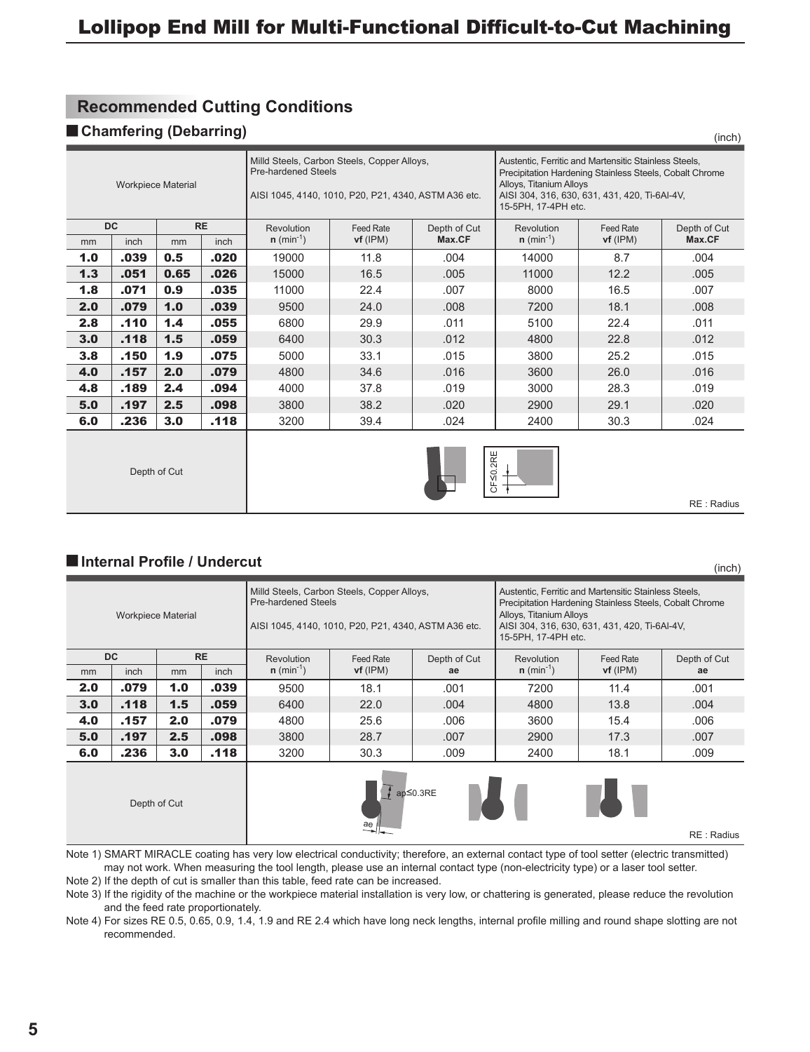# Lollipop End Mill for Multi-Functional Difficult-to-Cut Machining

## Recommended Cutting Conditions

### ■ Chamfering (Debarring)

(inch)

| Workpiece Material | | | | Milld Steels, Carbon Steels, Copper Alloys, Pre-hardened Steels AISI 1045, 4140, 1010, P20, P21, 4340, ASTM A36 etc. | | | Austentic, Ferritic and Martensitic Stainless Steels, Precipitation Hardening Stainless Steels, Cobalt Chrome Alloys, Titanium Alloys AISI 304, 316, 630, 631, 431, 420, Ti-6Al-4V, 15-5PH, 17-4PH etc. | | |
|---|---|---|---|---|---|---|---|---|---|
| DC | | RE | | Revolution | Feed Rate | Depth of Cut | Revolution | Feed Rate | Depth of Cut |
| mm | inch | mm | inch | n ($min^{-1}$) | vf (IPM) | Max.CF | n ($min^{-1}$) | vf (IPM) | Max.CF |
| **1.0** | **.039** | **0.5** | **.020** | 19000 | 11.8 | .004 | 14000 | 8.7 | .004 |
| **1.3** | **.051** | **0.65** | **.026** | 15000 | 16.5 | .005 | 11000 | 12.2 | .005 |
| **1.8** | **.071** | **0.9** | **.035** | 11000 | 22.4 | .007 | 8000 | 16.5 | .007 |
| **2.0** | **.079** | **1.0** | **.039** | 9500 | 24.0 | .008 | 7200 | 18.1 | .008 |
| **2.8** | **.110** | **1.4** | **.055** | 6800 | 29.9 | .011 | 5100 | 22.4 | .011 |
| **3.0** | **.118** | **1.5** | **.059** | 6400 | 30.3 | .012 | 4800 | 22.8 | .012 |
| **3.8** | **.150** | **1.9** | **.075** | 5000 | 33.1 | .015 | 3800 | 25.2 | .015 |
| **4.0** | **.157** | **2.0** | **.079** | 4800 | 34.6 | .016 | 3600 | 26.0 | .016 |
| **4.8** | **.189** | **2.4** | **.094** | 4000 | 37.8 | .019 | 3000 | 28.3 | .019 |
| **5.0** | **.197** | **2.5** | **.098** | 3800 | 38.2 | .020 | 2900 | 29.1 | .020 |
| **6.0** | **.236** | **3.0** | **.118** | 3200 | 39.4 | .024 | 2400 | 30.3 | .024 |
| Depth of Cut | | | | CF≤0.2RE | | | | | RE : Radius |

### ■ Internal Profile / Undercut

(inch)

| Workpiece Material | | | | Milld Steels, Carbon Steels, Copper Alloys, Pre-hardened Steels AISI 1045, 4140, 1010, P20, P21, 4340, ASTM A36 etc. | | | Austentic, Ferritic and Martensitic Stainless Steels, Precipitation Hardening Stainless Steels, Cobalt Chrome Alloys, Titanium Alloys AISI 304, 316, 630, 631, 431, 420, Ti-6Al-4V, 15-5PH, 17-4PH etc. | | |
|---|---|---|---|---|---|---|---|---|---|
| DC | | RE | | Revolution | Feed Rate | Depth of Cut | Revolution | Feed Rate | Depth of Cut |
| mm | inch | mm | inch | n ($min^{-1}$) | vf (IPM) | ae | n ($min^{-1}$) | vf (IPM) | ae |
| **2.0** | **.079** | **1.0** | **.039** | 9500 | 18.1 | .001 | 7200 | 11.4 | .001 |
| **3.0** | **.118** | **1.5** | **.059** | 6400 | 22.0 | .004 | 4800 | 13.8 | .004 |
| **4.0** | **.157** | **2.0** | **.079** | 4800 | 25.6 | .006 | 3600 | 15.4 | .006 |
| **5.0** | **.197** | **2.5** | **.098** | 3800 | 28.7 | .007 | 2900 | 17.3 | .007 |
| **6.0** | **.236** | **3.0** | **.118** | 3200 | 30.3 | .009 | 2400 | 18.1 | .009 |
| Depth of Cut | | | | ap≤0.3RE, ae | | | | | RE : Radius |

Note 1) SMART MIRACLE coating has very low electrical conductivity; therefore, an external contact type of tool setter (electric transmitted) may not work. When measuring the tool length, please use an internal contact type (non-electricity type) or a laser tool setter.

Note 2) If the depth of cut is smaller than this table, feed rate can be increased.

Note 3) If the rigidity of the machine or the workpiece material installation is very low, or chattering is generated, please reduce the revolution and the feed rate proportionately.

Note 4) For sizes RE 0.5, 0.65, 0.9, 1.4, 1.9 and RE 2.4 which have long neck lengths, internal profile milling and round shape slotting are not recommended.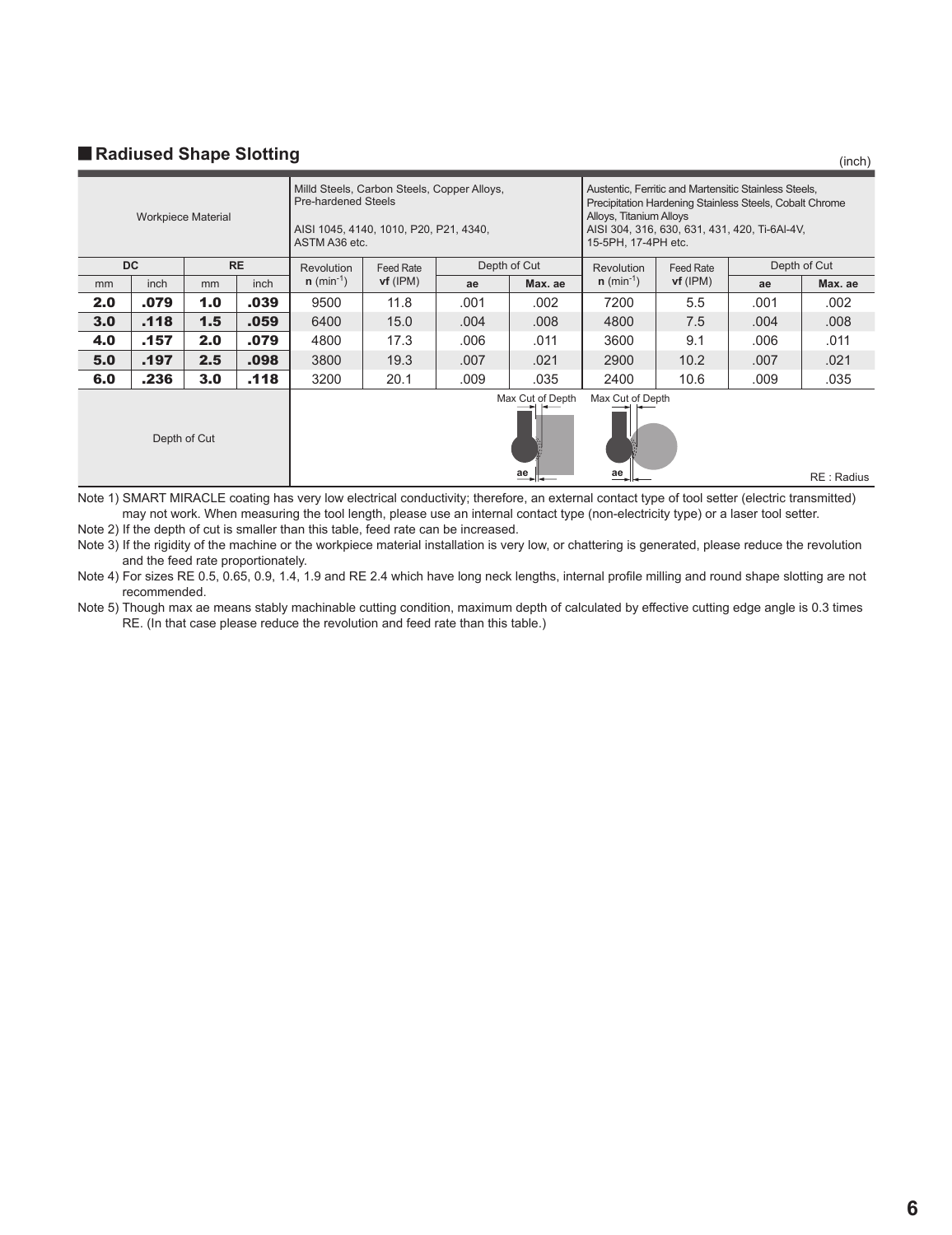## Radiused Shape Slotting

(inch)

| Workpiece Material | | | | Milld Steels, Carbon Steels, Copper Alloys, Pre-hardened Steels<br>AISI 1045, 4140, 1010, P20, P21, 4340, ASTM A36 etc. | | | | Austentic, Ferritic and Martensitic Stainless Steels, Precipitation Hardening Stainless Steels, Cobalt Chrome Alloys, Titanium Alloys<br>AISI 304, 316, 630, 631, 431, 420, Ti-6Al-4V, 15-5PH, 17-4PH etc. | | | |
|---|---|---|---|---|---|---|---|---|---|---|---|
| DC | | RE | | Revolution | Feed Rate | Depth of Cut | | Revolution | Feed Rate | Depth of Cut | |
| mm | inch | mm | inch | n (min$^{-1}$) | vf (IPM) | ae | Max. ae | n (min$^{-1}$) | vf (IPM) | ae | Max. ae |
| **2.0** | **.079** | **1.0** | **.039** | 9500 | 11.8 | .001 | .002 | 7200 | 5.5 | .001 | .002 |
| **3.0** | **.118** | **1.5** | **.059** | 6400 | 15.0 | .004 | .008 | 4800 | 7.5 | .004 | .008 |
| **4.0** | **.157** | **2.0** | **.079** | 4800 | 17.3 | .006 | .011 | 3600 | 9.1 | .006 | .011 |
| **5.0** | **.197** | **2.5** | **.098** | 3800 | 19.3 | .007 | .021 | 2900 | 10.2 | .007 | .021 |
| **6.0** | **.236** | **3.0** | **.118** | 3200 | 20.1 | .009 | .035 | 2400 | 10.6 | .009 | .035 |
| Depth of Cut | | | | Max Cut of Depth<br>ae | | | | Max Cut of Depth<br>ae | | | RE : Radius |

Note 1) SMART MIRACLE coating has very low electrical conductivity; therefore, an external contact type of tool setter (electric transmitted) may not work. When measuring the tool length, please use an internal contact type (non-electricity type) or a laser tool setter.

Note 2) If the depth of cut is smaller than this table, feed rate can be increased.

Note 3) If the rigidity of the machine or the workpiece material installation is very low, or chattering is generated, please reduce the revolution and the feed rate proportionately.

Note 4) For sizes RE 0.5, 0.65, 0.9, 1.4, 1.9 and RE 2.4 which have long neck lengths, internal profile milling and round shape slotting are not recommended.

Note 5) Though max ae means stably machinable cutting condition, maximum depth of calculated by effective cutting edge angle is 0.3 times RE. (In that case please reduce the revolution and feed rate than this table.)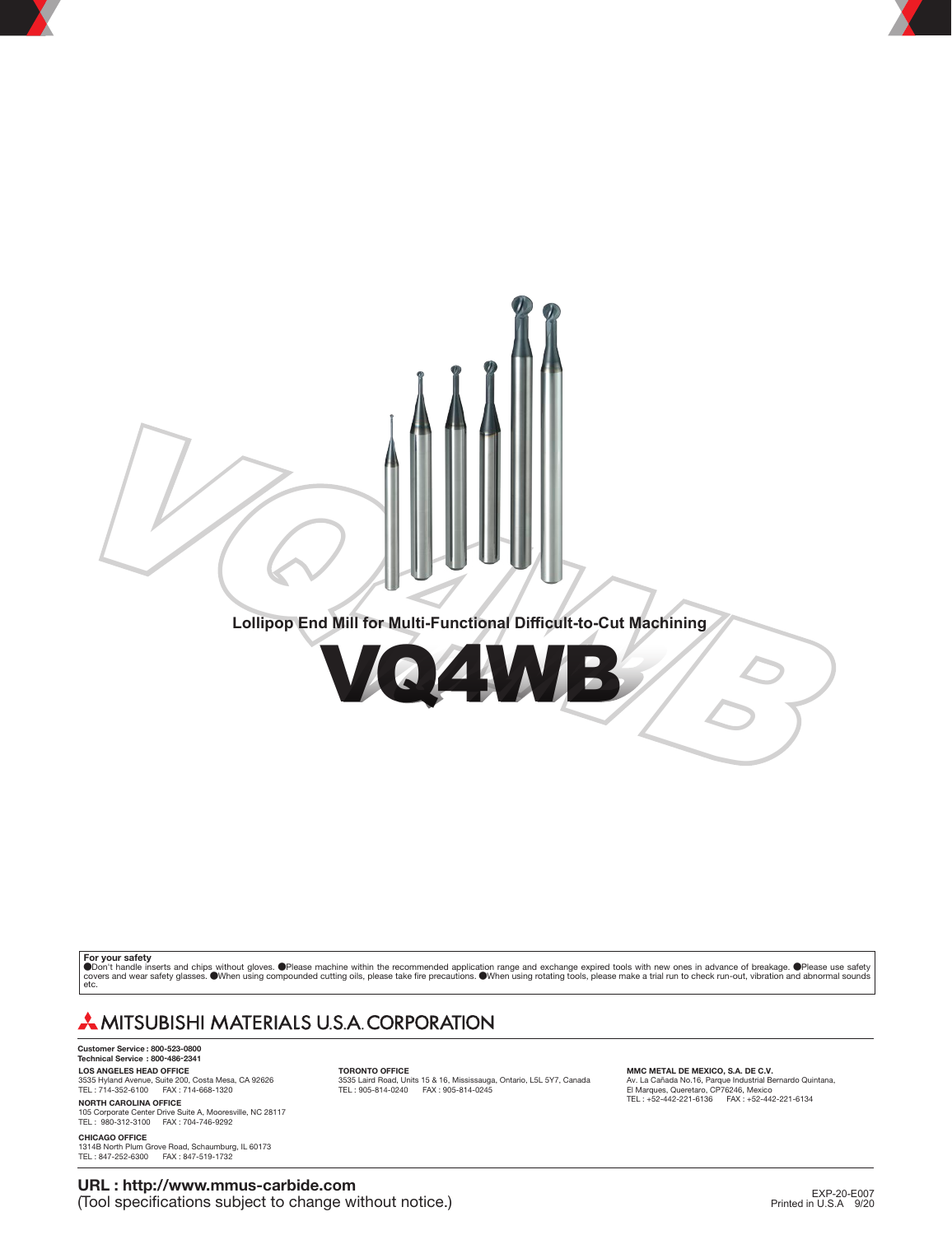Lollipop End Mill for Multi-Functional Difficult-to-Cut Machining

# VQ4WB

**For your safety**
●Don't handle inserts and chips without gloves. ●Please machine within the recommended application range and exchange expired tools with new ones in advance of breakage. ●Please use safety covers and wear safety glasses. ●When using compounded cutting oils, please take fire precautions. ●When using rotating tools, please make a trial run to check run-out, vibration and abnormal sounds etc.

**MITSUBISHI MATERIALS U.S.A. CORPORATION**

**Customer Service : 800-523-0800**
**Technical Service : 800-486-2341**

**LOS ANGELES HEAD OFFICE**
3535 Hyland Avenue, Suite 200, Costa Mesa, CA 92626
TEL : 714-352-6100 FAX : 714-668-1320

**NORTH CAROLINA OFFICE**
105 Corporate Center Drive Suite A, Mooresville, NC 28117
TEL : 980-312-3100 FAX : 704-746-9292

**CHICAGO OFFICE**
1314B North Plum Grove Road, Schaumburg, IL 60173
TEL : 847-252-6300 FAX : 847-519-1732

**TORONTO OFFICE**
3535 Laird Road, Units 15 & 16, Mississauga, Ontario, L5L 5Y7, Canada
TEL : 905-814-0240 FAX : 905-814-0245

**MMC METAL DE MEXICO, S.A. DE C.V.**
Av. La Cañada No.16, Parque Industrial Bernardo Quintana,
El Marques, Queretaro, CP76246, Mexico
TEL : +52-442-221-6136 FAX : +52-442-221-6134

**URL : http://www.mmus-carbide.com**
(Tool specifications subject to change without notice.)

EXP-20-E007
Printed in U.S.A 9/20